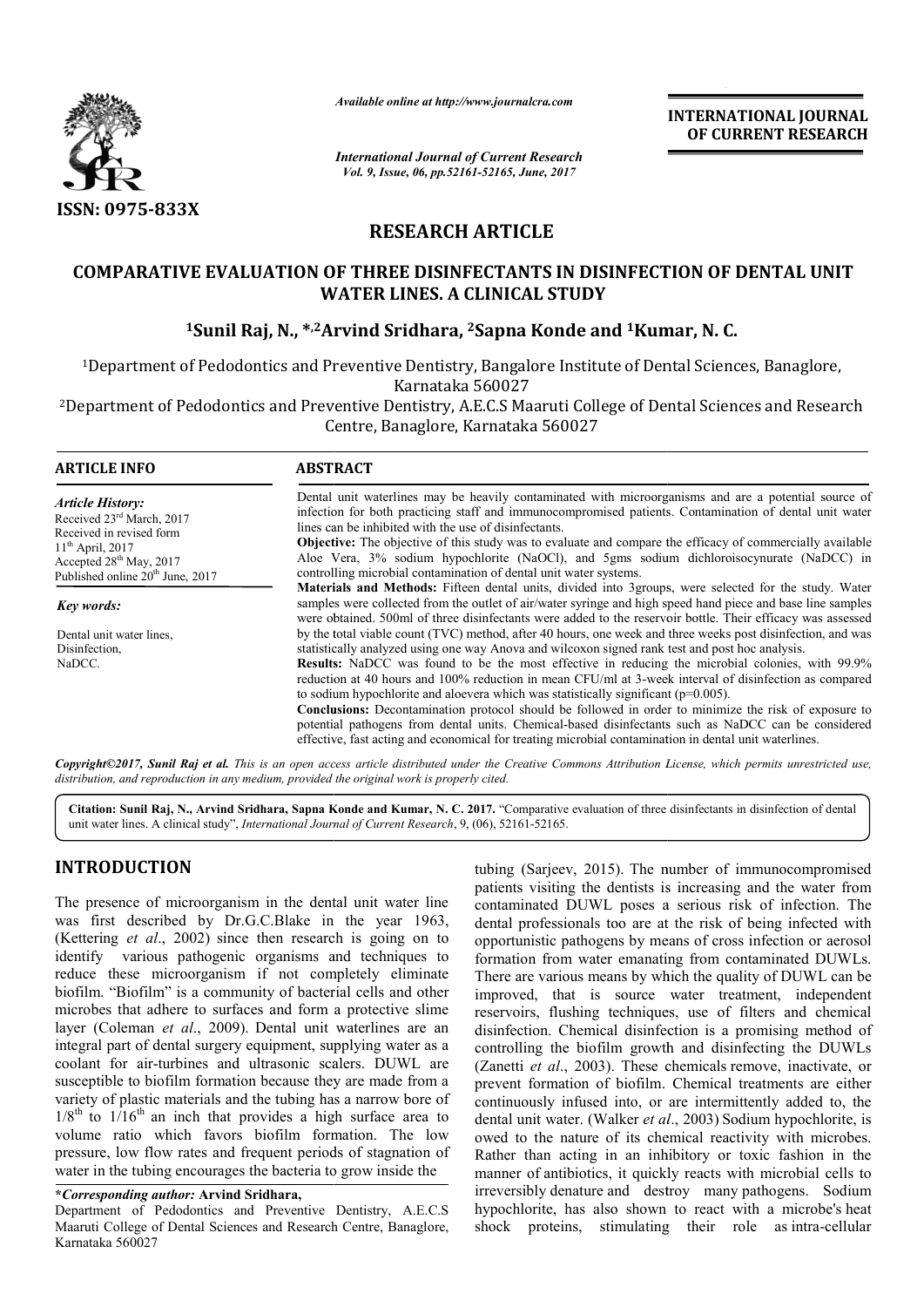# RESEARCH ARTICLE

## COMPARATIVE EVALUATION OF THREE DISINFECTANTS IN DISINFECTION OF DENTAL UNIT WATER LINES. A CLINICAL STUDY

**[1]Sunil Raj, N., *,[2]Arvind Sridhara, [2]Sapna Konde and [1]Kumar, N. C.**

[1]Department of Pedodontics and Preventive Dentistry, Bangalore Institute of Dental Sciences, Banaglore, Karnataka 560027

[2]Department of Pedodontics and Preventive Dentistry, A.E.C.S Maaruti College of Dental Sciences and Research Centre, Banaglore, Karnataka 560027

### ARTICLE INFO

*Article History:*

Received 23rd March, 2017
Received in revised form
11th April, 2017
Accepted 28th May, 2017
Published online 20th June, 2017

*Key words:*

Dental unit water lines,
Disinfection,
NaDCC.

### ABSTRACT

Dental unit waterlines may be heavily contaminated with microorganisms and are a potential source of infection for both practicing staff and immunocompromised patients. Contamination of dental unit water lines can be inhibited with the use of disinfectants.

**Objective:** The objective of this study was to evaluate and compare the efficacy of commercially available Aloe Vera, 3% sodium hypochlorite (NaOCl), and 5gms sodium dichloroisocynurate (NaDCC) in controlling microbial contamination of dental unit water systems.

**Materials and Methods:** Fifteen dental units, divided into 3groups, were selected for the study. Water samples were collected from the outlet of air/water syringe and high speed hand piece and base line samples were obtained. 500ml of three disinfectants were added to the reservoir bottle. Their efficacy was assessed by the total viable count (TVC) method, after 40 hours, one week and three weeks post disinfection, and was statistically analyzed using one way Anova and wilcoxon signed rank test and post hoc analysis.

**Results:** NaDCC was found to be the most effective in reducing the microbial colonies, with 99.9% reduction at 40 hours and 100% reduction in mean CFU/ml at 3-week interval of disinfection as compared to sodium hypochlorite and aloevera which was statistically significant (p=0.005).

**Conclusions:** Decontamination protocol should be followed in order to minimize the risk of exposure to potential pathogens from dental units. Chemical-based disinfectants such as NaDCC can be considered effective, fast acting and economical for treating microbial contamination in dental unit waterlines.

*Copyright©2017, Sunil Raj et al. This is an open access article distributed under the Creative Commons Attribution License, which permits unrestricted use, distribution, and reproduction in any medium, provided the original work is properly cited.*

**Citation: Sunil Raj, N., Arvind Sridhara, Sapna Konde and Kumar, N. C. 2017.** "Comparative evaluation of three disinfectants in disinfection of dental unit water lines. A clinical study", *International Journal of Current Research*, 9, (06), 52161-52165.

## INTRODUCTION

The presence of microorganism in the dental unit water line was first described by Dr.G.C.Blake in the year 1963, (Kettering *et al*., 2002) since then research is going on to identify various pathogenic organisms and techniques to reduce these microorganism if not completely eliminate biofilm. "Biofilm" is a community of bacterial cells and other microbes that adhere to surfaces and form a protective slime layer (Coleman *et al*., 2009). Dental unit waterlines are an integral part of dental surgery equipment, supplying water as a coolant for air-turbines and ultrasonic scalers. DUWL are susceptible to biofilm formation because they are made from a variety of plastic materials and the tubing has a narrow bore of $1/8^{th}$ to $1/16^{th}$ an inch that provides a high surface area to volume ratio which favors biofilm formation. The low pressure, low flow rates and frequent periods of stagnation of water in the tubing encourages the bacteria to grow inside the tubing (Sarjeev, 2015). The number of immunocompromised patients visiting the dentists is increasing and the water from contaminated DUWL poses a serious risk of infection. The dental professionals too are at the risk of being infected with opportunistic pathogens by means of cross infection or aerosol formation from water emanating from contaminated DUWLs. There are various means by which the quality of DUWL can be improved, that is source water treatment, independent reservoirs, flushing techniques, use of filters and chemical disinfection. Chemical disinfection is a promising method of controlling the biofilm growth and disinfecting the DUWLs (Zanetti *et al*., 2003). These chemicals remove, inactivate, or prevent formation of biofilm. Chemical treatments are either continuously infused into, or are intermittently added to, the dental unit water. (Walker *et al*., 2003) Sodium hypochlorite, is owed to the nature of its chemical reactivity with microbes. Rather than acting in an inhibitory or toxic fashion in the manner of antibiotics, it quickly reacts with microbial cells to irreversibly denature and destroy many pathogens. Sodium hypochlorite, has also shown to react with a microbe's heat shock proteins, stimulating their role as intra-cellular

***Corresponding author:** Arvind Sridhara,
Department of Pedodontics and Preventive Dentistry, A.E.C.S Maaruti College of Dental Sciences and Research Centre, Banaglore, Karnataka 560027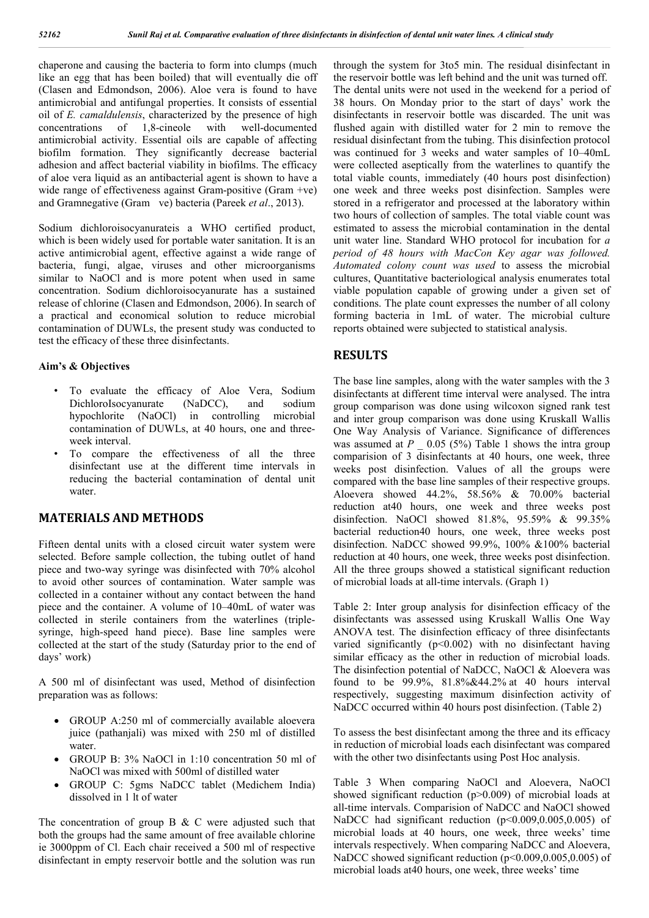chaperone and causing the bacteria to form into clumps (much like an egg that has been boiled) that will eventually die off (Clasen and Edmondson, 2006). Aloe vera is found to have antimicrobial and antifungal properties. It consists of essential oil of *E. camaldulensis*, characterized by the presence of high concentrations of 1,8-cineole with well-documented antimicrobial activity. Essential oils are capable of affecting biofilm formation. They significantly decrease bacterial adhesion and affect bacterial viability in biofilms. The efficacy of aloe vera liquid as an antibacterial agent is shown to have a wide range of effectiveness against Gram-positive (Gram +ve) and Gramnegative (Gram ve) bacteria (Pareek *et al*., 2013).

Sodium dichloroisocyanurateis a WHO certified product, which is been widely used for portable water sanitation. It is an active antimicrobial agent, effective against a wide range of bacteria, fungi, algae, viruses and other microorganisms similar to NaOCl and is more potent when used in same concentration. Sodium dichloroisocyanurate has a sustained release of chlorine (Clasen and Edmondson, 2006). In search of a practical and economical solution to reduce microbial contamination of DUWLs, the present study was conducted to test the efficacy of these three disinfectants.

### Aim's & Objectives

- To evaluate the efficacy of Aloe Vera, Sodium DichloroIsocyanurate (NaDCC), and sodium hypochlorite (NaOCl) in controlling microbial contamination of DUWLs, at 40 hours, one and three-week interval.
- To compare the effectiveness of all the three disinfectant use at the different time intervals in reducing the bacterial contamination of dental unit water.

## MATERIALS AND METHODS

Fifteen dental units with a closed circuit water system were selected. Before sample collection, the tubing outlet of hand piece and two-way syringe was disinfected with 70% alcohol to avoid other sources of contamination. Water sample was collected in a container without any contact between the hand piece and the container. A volume of 10–40mL of water was collected in sterile containers from the waterlines (triple-syringe, high-speed hand piece). Base line samples were collected at the start of the study (Saturday prior to the end of days' work)

A 500 ml of disinfectant was used, Method of disinfection preparation was as follows:

- GROUP A:250 ml of commercially available aloevera juice (pathanjali) was mixed with 250 ml of distilled water.
- GROUP B: 3% NaOCl in 1:10 concentration 50 ml of NaOCl was mixed with 500ml of distilled water
- GROUP C: 5gms NaDCC tablet (Medichem India) dissolved in 1 lt of water

The concentration of group B & C were adjusted such that both the groups had the same amount of free available chlorine ie 3000ppm of Cl. Each chair received a 500 ml of respective disinfectant in empty reservoir bottle and the solution was run through the system for 3to5 min. The residual disinfectant in the reservoir bottle was left behind and the unit was turned off. The dental units were not used in the weekend for a period of 38 hours. On Monday prior to the start of days' work the disinfectants in reservoir bottle was discarded. The unit was flushed again with distilled water for 2 min to remove the residual disinfectant from the tubing. This disinfection protocol was continued for 3 weeks and water samples of 10–40mL were collected aseptically from the waterlines to quantify the total viable counts, immediately (40 hours post disinfection) one week and three weeks post disinfection. Samples were stored in a refrigerator and processed at the laboratory within two hours of collection of samples. The total viable count was estimated to assess the microbial contamination in the dental unit water line. Standard WHO protocol for incubation for *a period of 48 hours with MacCon Key agar was followed. Automated colony count was used* to assess the microbial cultures, Quantitative bacteriological analysis enumerates total viable population capable of growing under a given set of conditions. The plate count expresses the number of all colony forming bacteria in 1mL of water. The microbial culture reports obtained were subjected to statistical analysis.

## RESULTS

The base line samples, along with the water samples with the 3 disinfectants at different time interval were analysed. The intra group comparison was done using wilcoxon signed rank test and inter group comparison was done using Kruskall Wallis One Way Analysis of Variance. Significance of differences was assumed at $P$ _ 0.05 (5%) Table 1 shows the intra group comparision of 3 disinfectants at 40 hours, one week, three weeks post disinfection. Values of all the groups were compared with the base line samples of their respective groups. Aloevera showed 44.2%, 58.56% & 70.00% bacterial reduction at40 hours, one week and three weeks post disinfection. NaOCl showed 81.8%, 95.59% & 99.35% bacterial reduction40 hours, one week, three weeks post disinfection. NaDCC showed 99.9%, 100% &100% bacterial reduction at 40 hours, one week, three weeks post disinfection. All the three groups showed a statistical significant reduction of microbial loads at all-time intervals. (Graph 1)

Table 2: Inter group analysis for disinfection efficacy of the disinfectants was assessed using Kruskall Wallis One Way ANOVA test. The disinfection efficacy of three disinfectants varied significantly ($p<0.002$) with no disinfectant having similar efficacy as the other in reduction of microbial loads. The disinfection potential of NaDCC, NaOCl & Aloevera was found to be 99.9%, 81.8%&44.2% at 40 hours interval respectively, suggesting maximum disinfection activity of NaDCC occurred within 40 hours post disinfection. (Table 2)

To assess the best disinfectant among the three and its efficacy in reduction of microbial loads each disinfectant was compared with the other two disinfectants using Post Hoc analysis.

Table 3 When comparing NaOCl and Aloevera, NaOCl showed significant reduction ($p>0.009$) of microbial loads at all-time intervals. Comparision of NaDCC and NaOCl showed NaDCC had significant reduction ($p<0.009$,0.005,0.005) of microbial loads at 40 hours, one week, three weeks' time intervals respectively. When comparing NaDCC and Aloevera, NaDCC showed significant reduction ($p<0.009$,0.005,0.005) of microbial loads at40 hours, one week, three weeks' time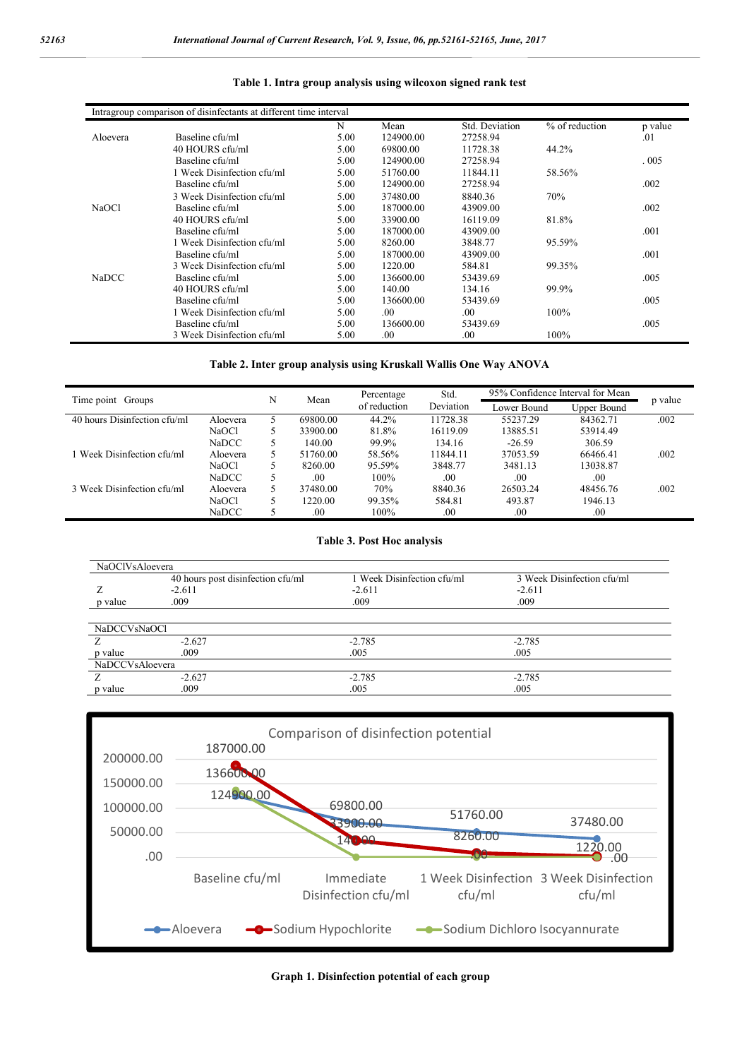**Table 1. Intra group analysis using wilcoxon signed rank test**

| Intragroup comparison of disinfectants at different time interval | | | | | | |
|---|---|---|---|---|---|---|
| | | N | Mean | Std. Deviation | % of reduction | p value |
| Aloevera | Baseline cfu/ml | 5.00 | 124900.00 | 27258.94 | | .01 |
| | 40 HOURS cfu/ml | 5.00 | 69800.00 | 11728.38 | 44.2% | |
| | Baseline cfu/ml | 5.00 | 124900.00 | 27258.94 | | . 005 |
| | 1 Week Disinfection cfu/ml | 5.00 | 51760.00 | 11844.11 | 58.56% | |
| | Baseline cfu/ml | 5.00 | 124900.00 | 27258.94 | | .002 |
| | 3 Week Disinfection cfu/ml | 5.00 | 37480.00 | 8840.36 | 70% | |
| NaOCl | Baseline cfu/ml | 5.00 | 187000.00 | 43909.00 | | .002 |
| | 40 HOURS cfu/ml | 5.00 | 33900.00 | 16119.09 | 81.8% | |
| | Baseline cfu/ml | 5.00 | 187000.00 | 43909.00 | | .001 |
| | 1 Week Disinfection cfu/ml | 5.00 | 8260.00 | 3848.77 | 95.59% | |
| | Baseline cfu/ml | 5.00 | 187000.00 | 43909.00 | | .001 |
| | 3 Week Disinfection cfu/ml | 5.00 | 1220.00 | 584.81 | 99.35% | |
| NaDCC | Baseline cfu/ml | 5.00 | 136600.00 | 53439.69 | | .005 |
| | 40 HOURS cfu/ml | 5.00 | 140.00 | 134.16 | 99.9% | |
| | Baseline cfu/ml | 5.00 | 136600.00 | 53439.69 | | .005 |
| | 1 Week Disinfection cfu/ml | 5.00 | .00 | .00 | 100% | |
| | Baseline cfu/ml | 5.00 | 136600.00 | 53439.69 | | .005 |
| | 3 Week Disinfection cfu/ml | 5.00 | .00 | .00 | 100% | |

**Table 2. Inter group analysis using Kruskall Wallis One Way ANOVA**

| Time point | Groups | N | Mean | Percentage of reduction | Std. Deviation | 95% Confidence Interval for Mean | | p value |
|---|---|---|---|---|---|---|---|---|
| | | | | | | Lower Bound | Upper Bound | |
| 40 hours Disinfection cfu/ml | Aloevera | 5 | 69800.00 | 44.2% | 11728.38 | 55237.29 | 84362.71 | .002 |
| | NaOCl | 5 | 33900.00 | 81.8% | 16119.09 | 13885.51 | 53914.49 | |
| | NaDCC | 5 | 140.00 | 99.9% | 134.16 | -26.59 | 306.59 | |
| 1 Week Disinfection cfu/ml | Aloevera | 5 | 51760.00 | 58.56% | 11844.11 | 37053.59 | 66466.41 | .002 |
| | NaOCl | 5 | 8260.00 | 95.59% | 3848.77 | 3481.13 | 13038.87 | |
| | NaDCC | 5 | .00 | 100% | .00 | .00 | .00 | |
| 3 Week Disinfection cfu/ml | Aloevera | 5 | 37480.00 | 70% | 8840.36 | 26503.24 | 48456.76 | .002 |
| | NaOCl | 5 | 1220.00 | 99.35% | 584.81 | 493.87 | 1946.13 | |
| | NaDCC | 5 | .00 | 100% | .00 | .00 | .00 | |

**Table 3. Post Hoc analysis**

| NaOClVsAloevera | | | |
|---|---|---|---|
| | 40 hours post disinfection cfu/ml | 1 Week Disinfection cfu/ml | 3 Week Disinfection cfu/ml |
| Z | -2.611 | -2.611 | -2.611 |
| p value | .009 | .009 | .009 |
| **NaDCCVsNaOCl** | | | |
| Z | -2.627 | -2.785 | -2.785 |
| p value | .009 | .005 | .005 |
| **NaDCCVsAloevera** | | | |
| Z | -2.627 | -2.785 | -2.785 |
| p value | .009 | .005 | .005 |

**Graph 1. Disinfection potential of each group**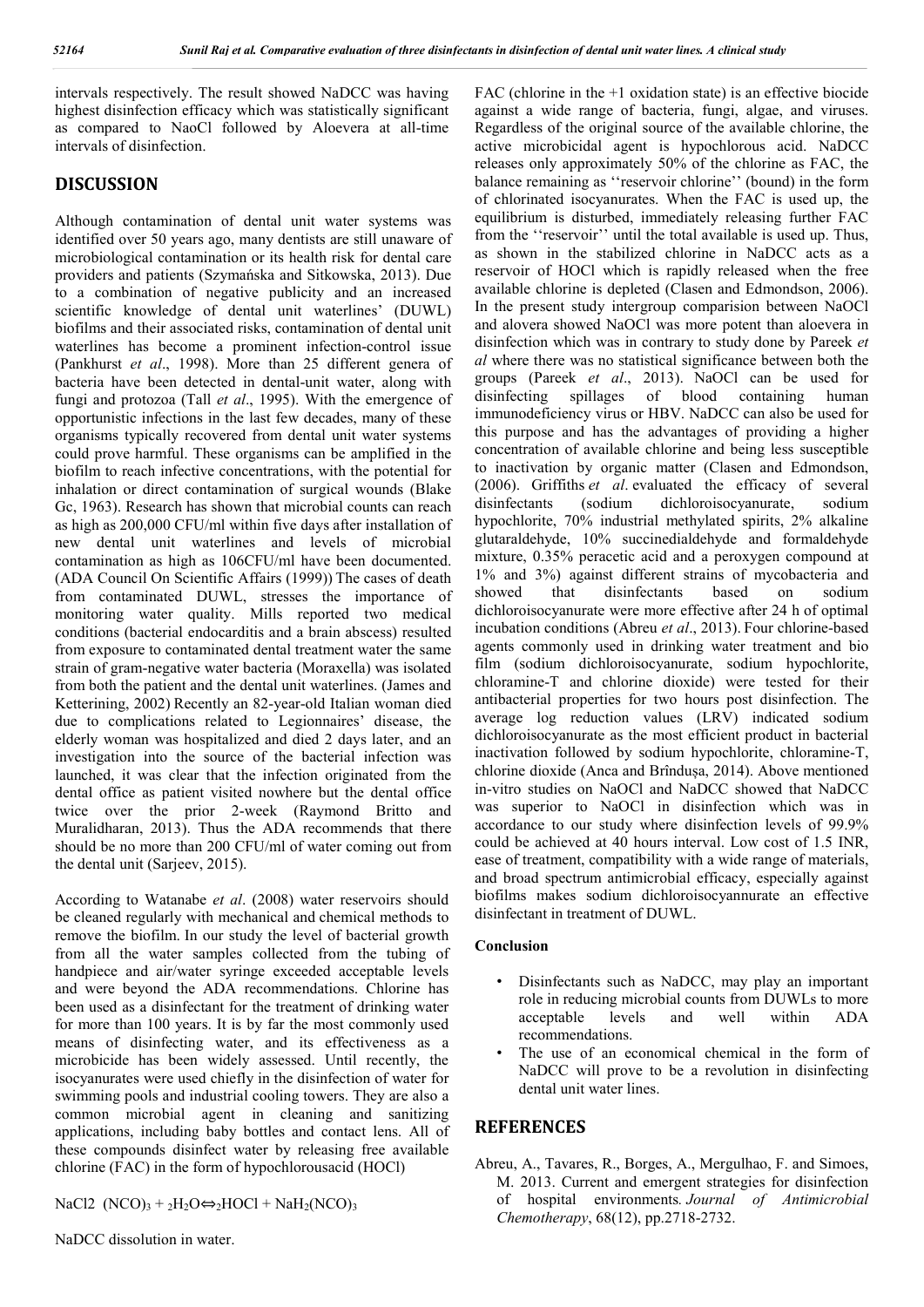intervals respectively. The result showed NaDCC was having highest disinfection efficacy which was statistically significant as compared to NaoCl followed by Aloevera at all-time intervals of disinfection.

## DISCUSSION

Although contamination of dental unit water systems was identified over 50 years ago, many dentists are still unaware of microbiological contamination or its health risk for dental care providers and patients (Szymańska and Sitkowska, 2013). Due to a combination of negative publicity and an increased scientific knowledge of dental unit waterlines' (DUWL) biofilms and their associated risks, contamination of dental unit waterlines has become a prominent infection-control issue (Pankhurst *et al*., 1998). More than 25 different genera of bacteria have been detected in dental-unit water, along with fungi and protozoa (Tall *et al*., 1995). With the emergence of opportunistic infections in the last few decades, many of these organisms typically recovered from dental unit water systems could prove harmful. These organisms can be amplified in the biofilm to reach infective concentrations, with the potential for inhalation or direct contamination of surgical wounds (Blake Gc, 1963). Research has shown that microbial counts can reach as high as 200,000 CFU/ml within five days after installation of new dental unit waterlines and levels of microbial contamination as high as 106CFU/ml have been documented. (ADA Council On Scientific Affairs (1999)) The cases of death from contaminated DUWL, stresses the importance of monitoring water quality. Mills reported two medical conditions (bacterial endocarditis and a brain abscess) resulted from exposure to contaminated dental treatment water the same strain of gram-negative water bacteria (Moraxella) was isolated from both the patient and the dental unit waterlines. (James and Ketterining, 2002) Recently an 82-year-old Italian woman died due to complications related to Legionnaires' disease, the elderly woman was hospitalized and died 2 days later, and an investigation into the source of the bacterial infection was launched, it was clear that the infection originated from the dental office as patient visited nowhere but the dental office twice over the prior 2-week (Raymond Britto and Muralidharan, 2013). Thus the ADA recommends that there should be no more than 200 CFU/ml of water coming out from the dental unit (Sarjeev, 2015).

According to Watanabe *et al*. (2008) water reservoirs should be cleaned regularly with mechanical and chemical methods to remove the biofilm. In our study the level of bacterial growth from all the water samples collected from the tubing of handpiece and air/water syringe exceeded acceptable levels and were beyond the ADA recommendations. Chlorine has been used as a disinfectant for the treatment of drinking water for more than 100 years. It is by far the most commonly used means of disinfecting water, and its effectiveness as a microbicide has been widely assessed. Until recently, the isocyanurates were used chiefly in the disinfection of water for swimming pools and industrial cooling towers. They are also a common microbial agent in cleaning and sanitizing applications, including baby bottles and contact lens. All of these compounds disinfect water by releasing free available chlorine (FAC) in the form of hypochlorousacid (HOCl)

$$NaCl2\ (NCO)_3 + {}_2H_2O \Leftrightarrow {}_2HOCl + NaH_2(NCO)_3$$

NaDCC dissolution in water.

FAC (chlorine in the +1 oxidation state) is an effective biocide against a wide range of bacteria, fungi, algae, and viruses. Regardless of the original source of the available chlorine, the active microbicidal agent is hypochlorous acid. NaDCC releases only approximately 50% of the chlorine as FAC, the balance remaining as ''reservoir chlorine'' (bound) in the form of chlorinated isocyanurates. When the FAC is used up, the equilibrium is disturbed, immediately releasing further FAC from the ''reservoir'' until the total available is used up. Thus, as shown in the stabilized chlorine in NaDCC acts as a reservoir of HOCl which is rapidly released when the free available chlorine is depleted (Clasen and Edmondson, 2006). In the present study intergroup comparision between NaOCl and alovera showed NaOCl was more potent than aloevera in disinfection which was in contrary to study done by Pareek *et al* where there was no statistical significance between both the groups (Pareek *et al*., 2013). NaOCl can be used for disinfecting spillages of blood containing human immunodeficiency virus or HBV. NaDCC can also be used for this purpose and has the advantages of providing a higher concentration of available chlorine and being less susceptible to inactivation by organic matter (Clasen and Edmondson, (2006). Griffiths *et al*. evaluated the efficacy of several disinfectants (sodium dichloroisocyanurate, sodium hypochlorite, 70% industrial methylated spirits, 2% alkaline glutaraldehyde, 10% succinedialdehyde and formaldehyde mixture, 0.35% peracetic acid and a peroxygen compound at 1% and 3%) against different strains of mycobacteria and showed that disinfectants based on sodium dichloroisocyanurate were more effective after 24 h of optimal incubation conditions (Abreu *et al*., 2013). Four chlorine-based agents commonly used in drinking water treatment and bio film (sodium dichloroisocyanurate, sodium hypochlorite, chloramine-T and chlorine dioxide) were tested for their antibacterial properties for two hours post disinfection. The average log reduction values (LRV) indicated sodium dichloroisocyanurate as the most efficient product in bacterial inactivation followed by sodium hypochlorite, chloramine-T, chlorine dioxide (Anca and Brîndușa, 2014). Above mentioned in-vitro studies on NaOCl and NaDCC showed that NaDCC was superior to NaOCl in disinfection which was in accordance to our study where disinfection levels of 99.9% could be achieved at 40 hours interval. Low cost of 1.5 INR, ease of treatment, compatibility with a wide range of materials, and broad spectrum antimicrobial efficacy, especially against biofilms makes sodium dichloroisocyannurate an effective disinfectant in treatment of DUWL.

### Conclusion

- Disinfectants such as NaDCC, may play an important role in reducing microbial counts from DUWLs to more acceptable levels and well within ADA recommendations.
- The use of an economical chemical in the form of NaDCC will prove to be a revolution in disinfecting dental unit water lines.

## REFERENCES

Abreu, A., Tavares, R., Borges, A., Mergulhao, F. and Simoes, M. 2013. Current and emergent strategies for disinfection of hospital environments. *Journal of Antimicrobial Chemotherapy*, 68(12), pp.2718-2732.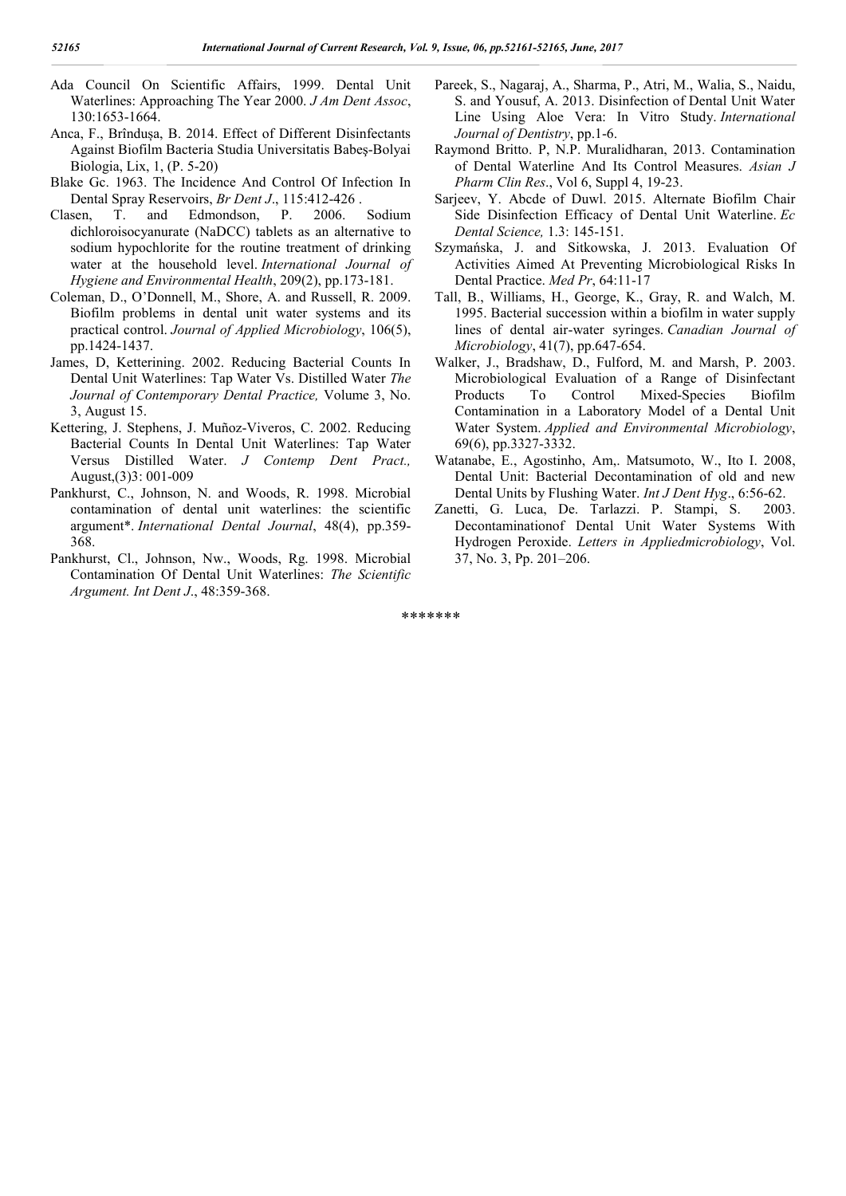Ada Council On Scientific Affairs, 1999. Dental Unit Waterlines: Approaching The Year 2000. *J Am Dent Assoc*, 130:1653-1664.

Anca, F., Brîndușa, B. 2014. Effect of Different Disinfectants Against Biofilm Bacteria Studia Universitatis Babeș-Bolyai Biologia, Lix, 1, (P. 5-20)

Blake Gc. 1963. The Incidence And Control Of Infection In Dental Spray Reservoirs, *Br Dent J*., 115:412-426 .

Clasen, T. and Edmondson, P. 2006. Sodium dichloroisocyanurate (NaDCC) tablets as an alternative to sodium hypochlorite for the routine treatment of drinking water at the household level. *International Journal of Hygiene and Environmental Health*, 209(2), pp.173-181.

Coleman, D., O'Donnell, M., Shore, A. and Russell, R. 2009. Biofilm problems in dental unit water systems and its practical control. *Journal of Applied Microbiology*, 106(5), pp.1424-1437.

James, D, Ketterining. 2002. Reducing Bacterial Counts In Dental Unit Waterlines: Tap Water Vs. Distilled Water *The Journal of Contemporary Dental Practice,* Volume 3, No. 3, August 15.

Kettering, J. Stephens, J. Muñoz-Viveros, C. 2002. Reducing Bacterial Counts In Dental Unit Waterlines: Tap Water Versus Distilled Water. *J Contemp Dent Pract.,* August,(3)3: 001-009

Pankhurst, C., Johnson, N. and Woods, R. 1998. Microbial contamination of dental unit waterlines: the scientific argument*. *International Dental Journal*, 48(4), pp.359-368.

Pankhurst, Cl., Johnson, Nw., Woods, Rg. 1998. Microbial Contamination Of Dental Unit Waterlines: *The Scientific Argument. Int Dent J*., 48:359-368.

Pareek, S., Nagaraj, A., Sharma, P., Atri, M., Walia, S., Naidu, S. and Yousuf, A. 2013. Disinfection of Dental Unit Water Line Using Aloe Vera: In Vitro Study. *International Journal of Dentistry*, pp.1-6.

Raymond Britto. P, N.P. Muralidharan, 2013. Contamination of Dental Waterline And Its Control Measures. *Asian J Pharm Clin Res*., Vol 6, Suppl 4, 19-23.

Sarjeev, Y. Abcde of Duwl. 2015. Alternate Biofilm Chair Side Disinfection Efficacy of Dental Unit Waterline. *Ec Dental Science,* 1.3: 145-151.

Szymańska, J. and Sitkowska, J. 2013. Evaluation Of Activities Aimed At Preventing Microbiological Risks In Dental Practice. *Med Pr*, 64:11-17

Tall, B., Williams, H., George, K., Gray, R. and Walch, M. 1995. Bacterial succession within a biofilm in water supply lines of dental air-water syringes. *Canadian Journal of Microbiology*, 41(7), pp.647-654.

Walker, J., Bradshaw, D., Fulford, M. and Marsh, P. 2003. Microbiological Evaluation of a Range of Disinfectant Products To Control Mixed-Species Biofilm Contamination in a Laboratory Model of a Dental Unit Water System. *Applied and Environmental Microbiology*, 69(6), pp.3327-3332.

Watanabe, E., Agostinho, Am,. Matsumoto, W., Ito I. 2008, Dental Unit: Bacterial Decontamination of old and new Dental Units by Flushing Water. *Int J Dent Hyg*., 6:56-62.

Zanetti, G. Luca, De. Tarlazzi. P. Stampi, S. 2003. Decontaminationof Dental Unit Water Systems With Hydrogen Peroxide. *Letters in Appliedmicrobiology*, Vol. 37, No. 3, Pp. 201–206.

*******